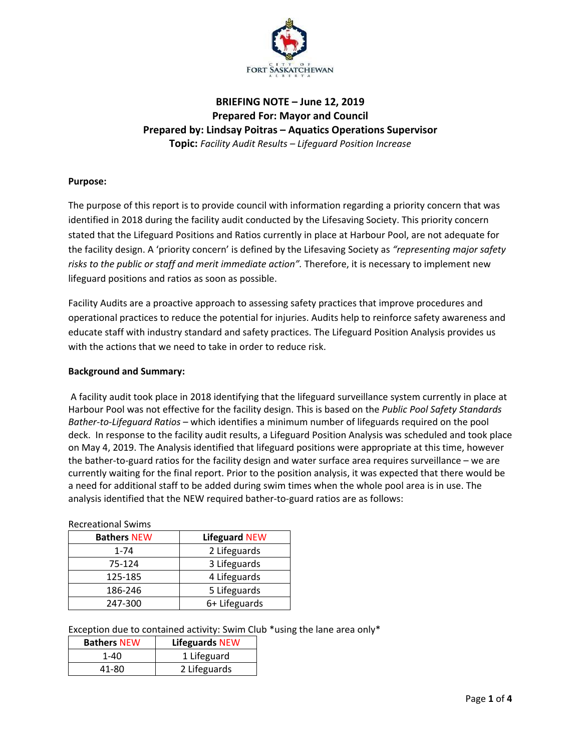# BRIEFING NOTE – June 12, 2019
## Prepared For: Mayor and Council
## Prepared by: Lindsay Poitras – Aquatics Operations Supervisor
**Topic:** *Facility Audit Results – Lifeguard Position Increase*

**Purpose:**

The purpose of this report is to provide council with information regarding a priority concern that was identified in 2018 during the facility audit conducted by the Lifesaving Society. This priority concern stated that the Lifeguard Positions and Ratios currently in place at Harbour Pool, are not adequate for the facility design. A 'priority concern' is defined by the Lifesaving Society as *"representing major safety risks to the public or staff and merit immediate action".* Therefore, it is necessary to implement new lifeguard positions and ratios as soon as possible.

Facility Audits are a proactive approach to assessing safety practices that improve procedures and operational practices to reduce the potential for injuries. Audits help to reinforce safety awareness and educate staff with industry standard and safety practices. The Lifeguard Position Analysis provides us with the actions that we need to take in order to reduce risk.

**Background and Summary:**

A facility audit took place in 2018 identifying that the lifeguard surveillance system currently in place at Harbour Pool was not effective for the facility design. This is based on the *Public Pool Safety Standards Bather-to-Lifeguard Ratios* – which identifies a minimum number of lifeguards required on the pool deck. In response to the facility audit results, a Lifeguard Position Analysis was scheduled and took place on May 4, 2019. The Analysis identified that lifeguard positions were appropriate at this time, however the bather-to-guard ratios for the facility design and water surface area requires surveillance – we are currently waiting for the final report. Prior to the position analysis, it was expected that there would be a need for additional staff to be added during swim times when the whole pool area is in use. The analysis identified that the NEW required bather-to-guard ratios are as follows:

Recreational Swims

| Bathers NEW | Lifeguard NEW |
|---|---|
| 1-74 | 2 Lifeguards |
| 75-124 | 3 Lifeguards |
| 125-185 | 4 Lifeguards |
| 186-246 | 5 Lifeguards |
| 247-300 | 6+ Lifeguards |

Exception due to contained activity: Swim Club *using the lane area only*

| Bathers NEW | Lifeguards NEW |
|---|---|
| 1-40 | 1 Lifeguard |
| 41-80 | 2 Lifeguards |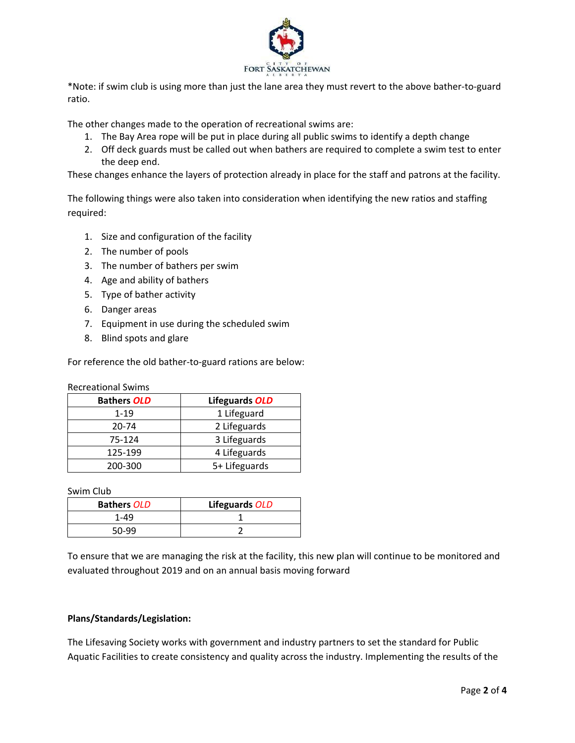*Note: if swim club is using more than just the lane area they must revert to the above bather-to-guard ratio.

The other changes made to the operation of recreational swims are:

1. The Bay Area rope will be put in place during all public swims to identify a depth change
2. Off deck guards must be called out when bathers are required to complete a swim test to enter the deep end.

These changes enhance the layers of protection already in place for the staff and patrons at the facility.

The following things were also taken into consideration when identifying the new ratios and staffing required:

1. Size and configuration of the facility
2. The number of pools
3. The number of bathers per swim
4. Age and ability of bathers
5. Type of bather activity
6. Danger areas
7. Equipment in use during the scheduled swim
8. Blind spots and glare

For reference the old bather-to-guard rations are below:

Recreational Swims

| **Bathers *OLD*** | **Lifeguards *OLD*** |
|---|---|
| 1-19 | 1 Lifeguard |
| 20-74 | 2 Lifeguards |
| 75-124 | 3 Lifeguards |
| 125-199 | 4 Lifeguards |
| 200-300 | 5+ Lifeguards |

Swim Club

| **Bathers** *OLD* | **Lifeguards** *OLD* |
|---|---|
| 1-49 | 1 |
| 50-99 | 2 |

To ensure that we are managing the risk at the facility, this new plan will continue to be monitored and evaluated throughout 2019 and on an annual basis moving forward

**Plans/Standards/Legislation:**

The Lifesaving Society works with government and industry partners to set the standard for Public Aquatic Facilities to create consistency and quality across the industry. Implementing the results of the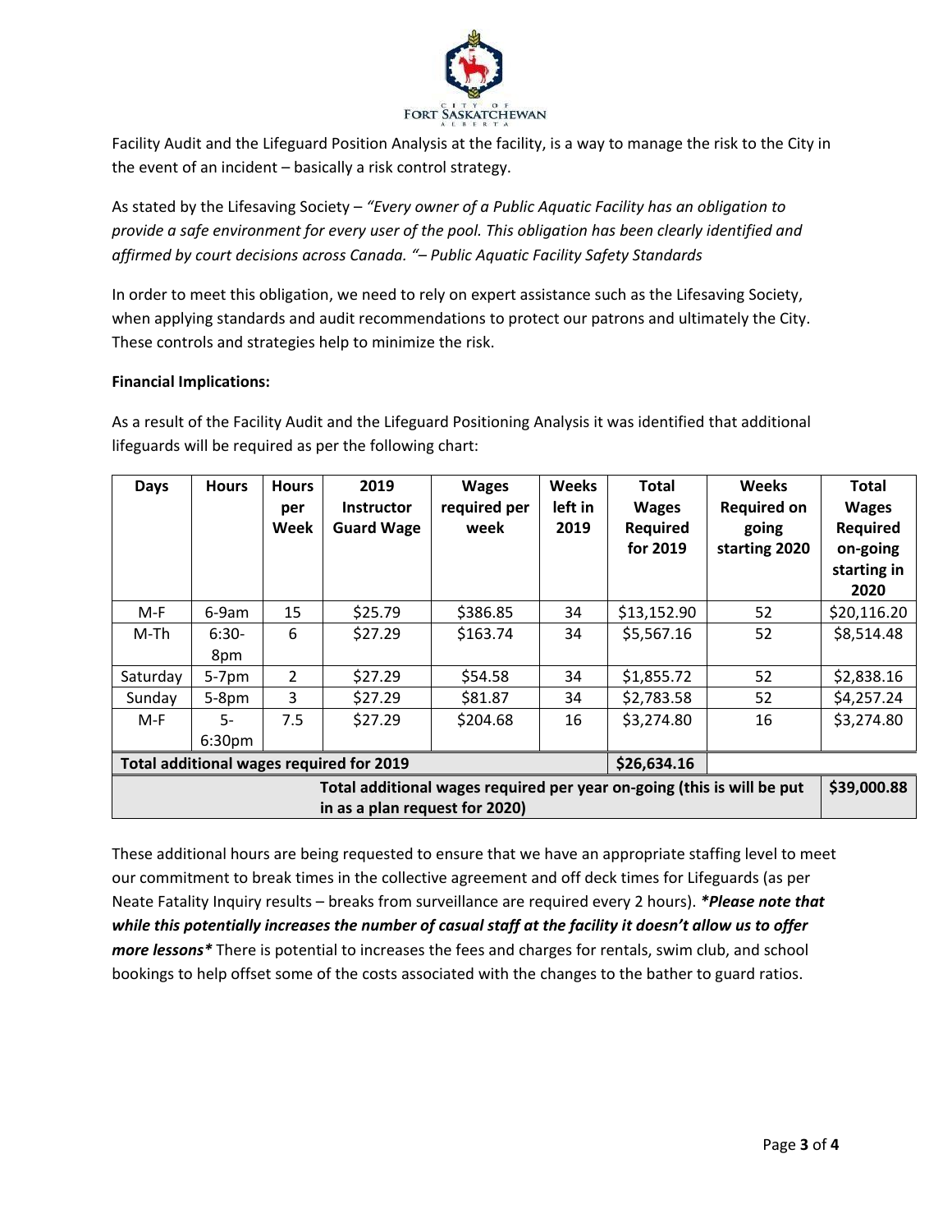Facility Audit and the Lifeguard Position Analysis at the facility, is a way to manage the risk to the City in the event of an incident – basically a risk control strategy.

As stated by the Lifesaving Society – *"Every owner of a Public Aquatic Facility has an obligation to provide a safe environment for every user of the pool. This obligation has been clearly identified and affirmed by court decisions across Canada. "– Public Aquatic Facility Safety Standards*

In order to meet this obligation, we need to rely on expert assistance such as the Lifesaving Society, when applying standards and audit recommendations to protect our patrons and ultimately the City. These controls and strategies help to minimize the risk.

**Financial Implications:**

As a result of the Facility Audit and the Lifeguard Positioning Analysis it was identified that additional lifeguards will be required as per the following chart:

| Days | Hours | Hours per Week | 2019 Instructor Guard Wage | Wages required per week | Weeks left in 2019 | Total Wages Required for 2019 | Weeks Required on going starting 2020 | Total Wages Required on-going starting in 2020 |
|---|---|---|---|---|---|---|---|---|
| M-F | 6-9am | 15 | $25.79 | $386.85 | 34 | $13,152.90 | 52 | $20,116.20 |
| M-Th | 6:30-8pm | 6 | $27.29 | $163.74 | 34 | $5,567.16 | 52 | $8,514.48 |
| Saturday | 5-7pm | 2 | $27.29 | $54.58 | 34 | $1,855.72 | 52 | $2,838.16 |
| Sunday | 5-8pm | 3 | $27.29 | $81.87 | 34 | $2,783.58 | 52 | $4,257.24 |
| M-F | 5-6:30pm | 7.5 | $27.29 | $204.68 | 16 | $3,274.80 | 16 | $3,274.80 |
| **Total additional wages required for 2019** | | | | | | **$26,634.16** | | |
| **Total additional wages required per year on-going (this is will be put in as a plan request for 2020)** | | | | | | | | **$39,000.88** |

These additional hours are being requested to ensure that we have an appropriate staffing level to meet our commitment to break times in the collective agreement and off deck times for Lifeguards (as per Neate Fatality Inquiry results – breaks from surveillance are required every 2 hours). ***\*Please note that while this potentially increases the number of casual staff at the facility it doesn't allow us to offer more lessons\**** There is potential to increases the fees and charges for rentals, swim club, and school bookings to help offset some of the costs associated with the changes to the bather to guard ratios.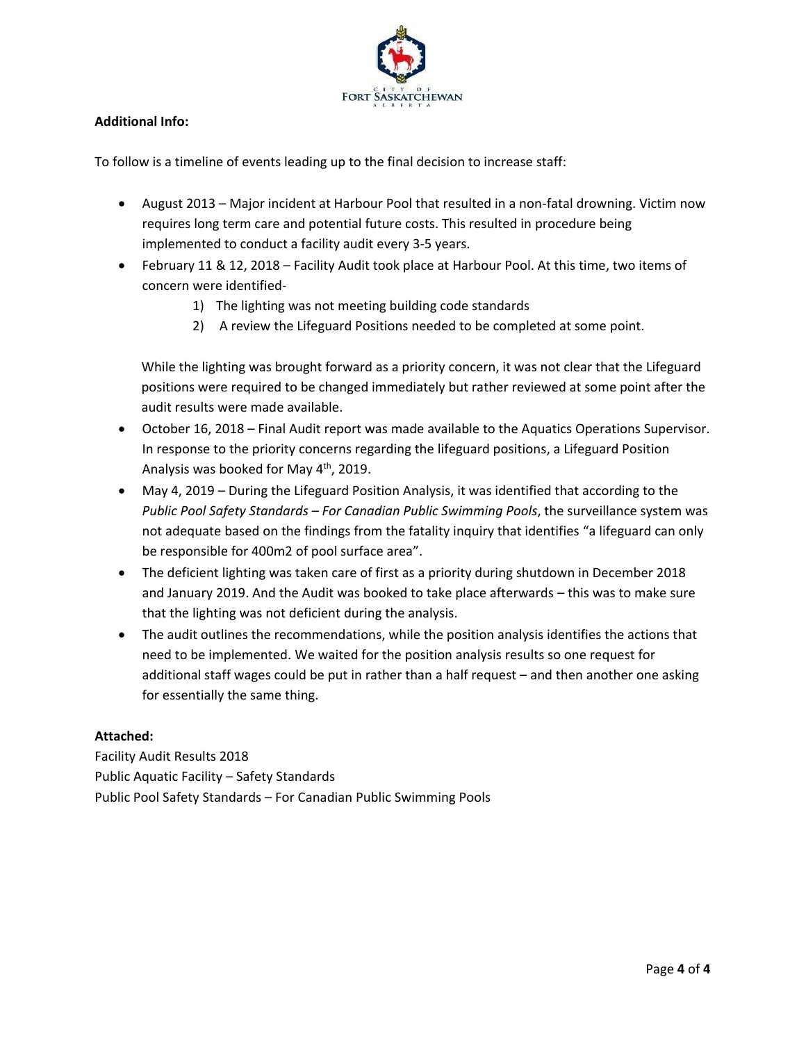**Additional Info:**

To follow is a timeline of events leading up to the final decision to increase staff:

- August 2013 – Major incident at Harbour Pool that resulted in a non-fatal drowning. Victim now requires long term care and potential future costs. This resulted in procedure being implemented to conduct a facility audit every 3-5 years.
- February 11 & 12, 2018 – Facility Audit took place at Harbour Pool. At this time, two items of concern were identified-
    1) The lighting was not meeting building code standards
    2) A review the Lifeguard Positions needed to be completed at some point.

  While the lighting was brought forward as a priority concern, it was not clear that the Lifeguard positions were required to be changed immediately but rather reviewed at some point after the audit results were made available.
- October 16, 2018 – Final Audit report was made available to the Aquatics Operations Supervisor. In response to the priority concerns regarding the lifeguard positions, a Lifeguard Position Analysis was booked for May 4th, 2019.
- May 4, 2019 – During the Lifeguard Position Analysis, it was identified that according to the *Public Pool Safety Standards – For Canadian Public Swimming Pools*, the surveillance system was not adequate based on the findings from the fatality inquiry that identifies "a lifeguard can only be responsible for 400m2 of pool surface area".
- The deficient lighting was taken care of first as a priority during shutdown in December 2018 and January 2019. And the Audit was booked to take place afterwards – this was to make sure that the lighting was not deficient during the analysis.
- The audit outlines the recommendations, while the position analysis identifies the actions that need to be implemented. We waited for the position analysis results so one request for additional staff wages could be put in rather than a half request – and then another one asking for essentially the same thing.

**Attached:**

Facility Audit Results 2018
Public Aquatic Facility – Safety Standards
Public Pool Safety Standards – For Canadian Public Swimming Pools